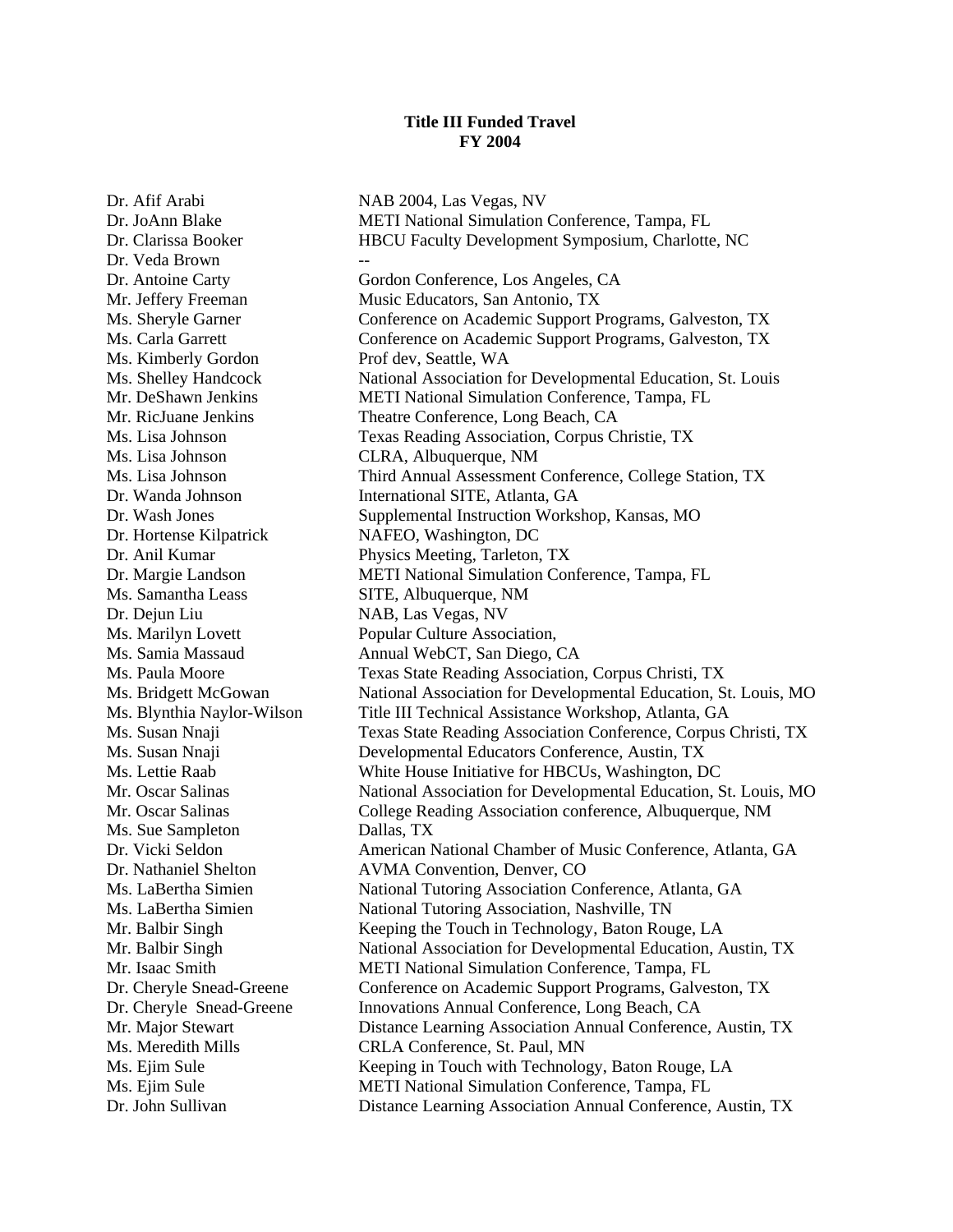**Title III Funded Travel**
**FY 2004**

| | |
|---|---|
| Dr. Afif Arabi | NAB 2004, Las Vegas, NV |
| Dr. JoAnn Blake | METI National Simulation Conference, Tampa, FL |
| Dr. Clarissa Booker | HBCU Faculty Development Symposium, Charlotte, NC |
| Dr. Veda Brown | -- |
| Dr. Antoine Carty | Gordon Conference, Los Angeles, CA |
| Mr. Jeffery Freeman | Music Educators, San Antonio, TX |
| Ms. Sheryle Garner | Conference on Academic Support Programs, Galveston, TX |
| Ms. Carla Garrett | Conference on Academic Support Programs, Galveston, TX |
| Ms. Kimberly Gordon | Prof dev, Seattle, WA |
| Ms. Shelley Handcock | National Association for Developmental Education, St. Louis |
| Mr. DeShawn Jenkins | METI National Simulation Conference, Tampa, FL |
| Mr. RicJuane Jenkins | Theatre Conference, Long Beach, CA |
| Ms. Lisa Johnson | Texas Reading Association, Corpus Christie, TX |
| Ms. Lisa Johnson | CLRA, Albuquerque, NM |
| Ms. Lisa Johnson | Third Annual Assessment Conference, College Station, TX |
| Dr. Wanda Johnson | International SITE, Atlanta, GA |
| Dr. Wash Jones | Supplemental Instruction Workshop, Kansas, MO |
| Dr. Hortense Kilpatrick | NAFEO, Washington, DC |
| Dr. Anil Kumar | Physics Meeting, Tarleton, TX |
| Dr. Margie Landson | METI National Simulation Conference, Tampa, FL |
| Ms. Samantha Leass | SITE, Albuquerque, NM |
| Dr. Dejun Liu | NAB, Las Vegas, NV |
| Ms. Marilyn Lovett | Popular Culture Association, |
| Ms. Samia Massaud | Annual WebCT, San Diego, CA |
| Ms. Paula Moore | Texas State Reading Association, Corpus Christi, TX |
| Ms. Bridgett McGowan | National Association for Developmental Education, St. Louis, MO |
| Ms. Blynthia Naylor-Wilson | Title III Technical Assistance Workshop, Atlanta, GA |
| Ms. Susan Nnaji | Texas State Reading Association Conference, Corpus Christi, TX |
| Ms. Susan Nnaji | Developmental Educators Conference, Austin, TX |
| Ms. Lettie Raab | White House Initiative for HBCUs, Washington, DC |
| Mr. Oscar Salinas | National Association for Developmental Education, St. Louis, MO |
| Mr. Oscar Salinas | College Reading Association conference, Albuquerque, NM |
| Ms. Sue Sampleton | Dallas, TX |
| Dr. Vicki Seldon | American National Chamber of Music Conference, Atlanta, GA |
| Dr. Nathaniel Shelton | AVMA Convention, Denver, CO |
| Ms. LaBertha Simien | National Tutoring Association Conference, Atlanta, GA |
| Ms. LaBertha Simien | National Tutoring Association, Nashville, TN |
| Mr. Balbir Singh | Keeping the Touch in Technology, Baton Rouge, LA |
| Mr. Balbir Singh | National Association for Developmental Education, Austin, TX |
| Mr. Isaac Smith | METI National Simulation Conference, Tampa, FL |
| Dr. Cheryle Snead-Greene | Conference on Academic Support Programs, Galveston, TX |
| Dr. Cheryle Snead-Greene | Innovations Annual Conference, Long Beach, CA |
| Mr. Major Stewart | Distance Learning Association Annual Conference, Austin, TX |
| Ms. Meredith Mills | CRLA Conference, St. Paul, MN |
| Ms. Ejim Sule | Keeping in Touch with Technology, Baton Rouge, LA |
| Ms. Ejim Sule | METI National Simulation Conference, Tampa, FL |
| Dr. John Sullivan | Distance Learning Association Annual Conference, Austin, TX |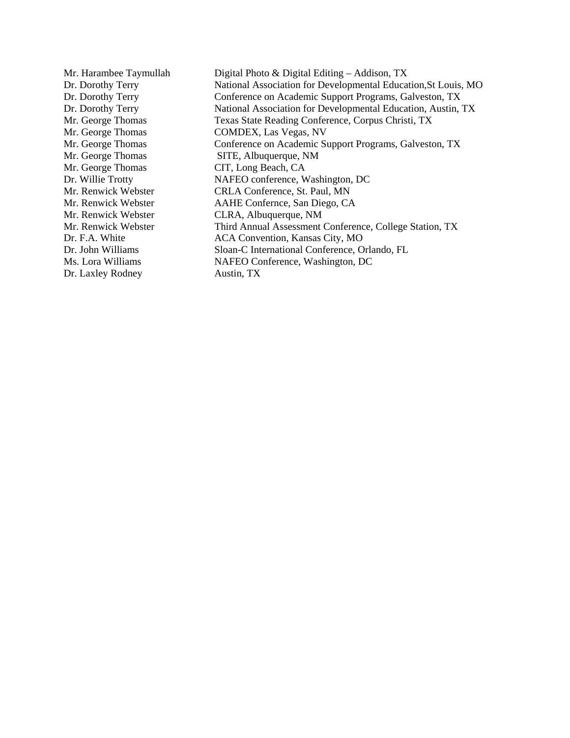| | |
|---|---|
| Mr. Harambee Taymullah | Digital Photo & Digital Editing – Addison, TX |
| Dr. Dorothy Terry | National Association for Developmental Education,St Louis, MO |
| Dr. Dorothy Terry | Conference on Academic Support Programs, Galveston, TX |
| Dr. Dorothy Terry | National Association for Developmental Education, Austin, TX |
| Mr. George Thomas | Texas State Reading Conference, Corpus Christi, TX |
| Mr. George Thomas | COMDEX, Las Vegas, NV |
| Mr. George Thomas | Conference on Academic Support Programs, Galveston, TX |
| Mr. George Thomas | SITE, Albuquerque, NM |
| Mr. George Thomas | CIT, Long Beach, CA |
| Dr. Willie Trotty | NAFEO conference, Washington, DC |
| Mr. Renwick Webster | CRLA Conference, St. Paul, MN |
| Mr. Renwick Webster | AAHE Confernce, San Diego, CA |
| Mr. Renwick Webster | CLRA, Albuquerque, NM |
| Mr. Renwick Webster | Third Annual Assessment Conference, College Station, TX |
| Dr. F.A. White | ACA Convention, Kansas City, MO |
| Dr. John Williams | Sloan-C International Conference, Orlando, FL |
| Ms. Lora Williams | NAFEO Conference, Washington, DC |
| Dr. Laxley Rodney | Austin, TX |